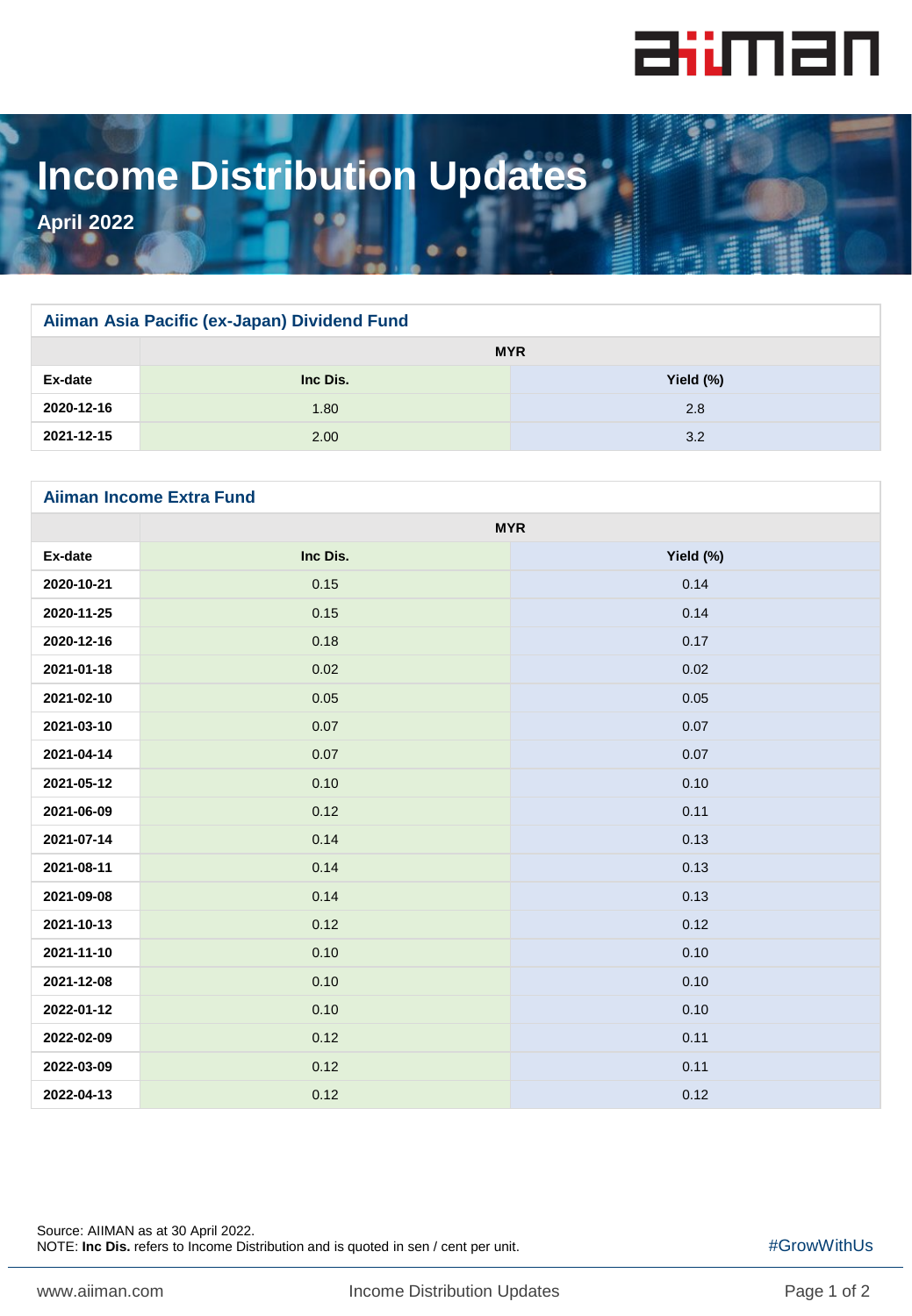# Income Distribution Updates

**April 2022**

## Aiiman Asia Pacific (ex-Japan) Dividend Fund

| | MYR | |
|---|---|---|
| **Ex-date** | **Inc Dis.** | **Yield (%)** |
| **2020-12-16** | 1.80 | 2.8 |
| **2021-12-15** | 2.00 | 3.2 |

## Aiiman Income Extra Fund

| | MYR | |
|---|---|---|
| **Ex-date** | **Inc Dis.** | **Yield (%)** |
| **2020-10-21** | 0.15 | 0.14 |
| **2020-11-25** | 0.15 | 0.14 |
| **2020-12-16** | 0.18 | 0.17 |
| **2021-01-18** | 0.02 | 0.02 |
| **2021-02-10** | 0.05 | 0.05 |
| **2021-03-10** | 0.07 | 0.07 |
| **2021-04-14** | 0.07 | 0.07 |
| **2021-05-12** | 0.10 | 0.10 |
| **2021-06-09** | 0.12 | 0.11 |
| **2021-07-14** | 0.14 | 0.13 |
| **2021-08-11** | 0.14 | 0.13 |
| **2021-09-08** | 0.14 | 0.13 |
| **2021-10-13** | 0.12 | 0.12 |
| **2021-11-10** | 0.10 | 0.10 |
| **2021-12-08** | 0.10 | 0.10 |
| **2022-01-12** | 0.10 | 0.10 |
| **2022-02-09** | 0.12 | 0.11 |
| **2022-03-09** | 0.12 | 0.11 |
| **2022-04-13** | 0.12 | 0.12 |

Source: AIIMAN as at 30 April 2022.
NOTE: **Inc Dis.** refers to Income Distribution and is quoted in sen / cent per unit.

#GrowWithUs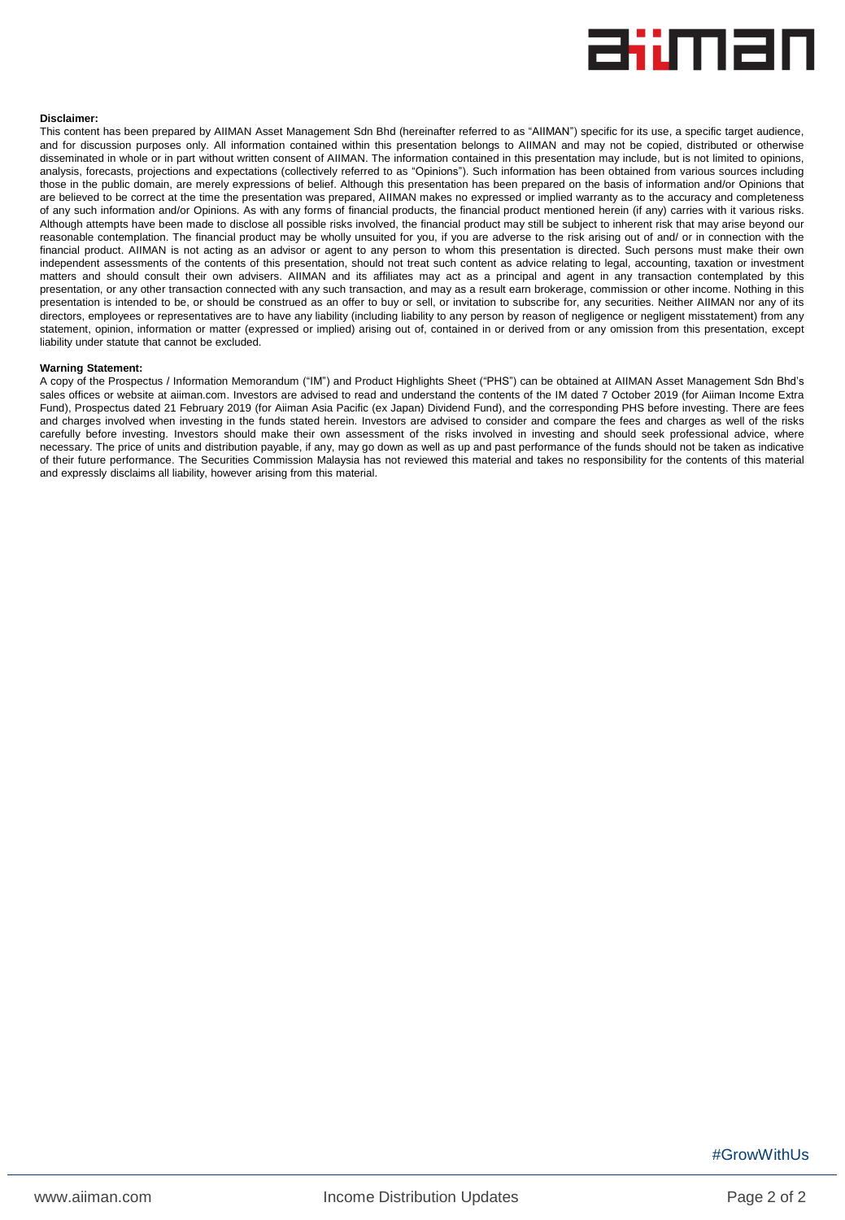**Disclaimer:**

This content has been prepared by AIIMAN Asset Management Sdn Bhd (hereinafter referred to as "AIIMAN") specific for its use, a specific target audience, and for discussion purposes only. All information contained within this presentation belongs to AIIMAN and may not be copied, distributed or otherwise disseminated in whole or in part without written consent of AIIMAN. The information contained in this presentation may include, but is not limited to opinions, analysis, forecasts, projections and expectations (collectively referred to as "Opinions"). Such information has been obtained from various sources including those in the public domain, are merely expressions of belief. Although this presentation has been prepared on the basis of information and/or Opinions that are believed to be correct at the time the presentation was prepared, AIIMAN makes no expressed or implied warranty as to the accuracy and completeness of any such information and/or Opinions. As with any forms of financial products, the financial product mentioned herein (if any) carries with it various risks. Although attempts have been made to disclose all possible risks involved, the financial product may still be subject to inherent risk that may arise beyond our reasonable contemplation. The financial product may be wholly unsuited for you, if you are adverse to the risk arising out of and/ or in connection with the financial product. AIIMAN is not acting as an advisor or agent to any person to whom this presentation is directed. Such persons must make their own independent assessments of the contents of this presentation, should not treat such content as advice relating to legal, accounting, taxation or investment matters and should consult their own advisers. AIIMAN and its affiliates may act as a principal and agent in any transaction contemplated by this presentation, or any other transaction connected with any such transaction, and may as a result earn brokerage, commission or other income. Nothing in this presentation is intended to be, or should be construed as an offer to buy or sell, or invitation to subscribe for, any securities. Neither AIIMAN nor any of its directors, employees or representatives are to have any liability (including liability to any person by reason of negligence or negligent misstatement) from any statement, opinion, information or matter (expressed or implied) arising out of, contained in or derived from or any omission from this presentation, except liability under statute that cannot be excluded.

**Warning Statement:**

A copy of the Prospectus / Information Memorandum ("IM") and Product Highlights Sheet ("PHS") can be obtained at AIIMAN Asset Management Sdn Bhd's sales offices or website at aiiman.com. Investors are advised to read and understand the contents of the IM dated 7 October 2019 (for Aiiman Income Extra Fund), Prospectus dated 21 February 2019 (for Aiiman Asia Pacific (ex Japan) Dividend Fund), and the corresponding PHS before investing. There are fees and charges involved when investing in the funds stated herein. Investors are advised to consider and compare the fees and charges as well of the risks carefully before investing. Investors should make their own assessment of the risks involved in investing and should seek professional advice, where necessary. The price of units and distribution payable, if any, may go down as well as up and past performance of the funds should not be taken as indicative of their future performance. The Securities Commission Malaysia has not reviewed this material and takes no responsibility for the contents of this material and expressly disclaims all liability, however arising from this material.

#GrowWithUs